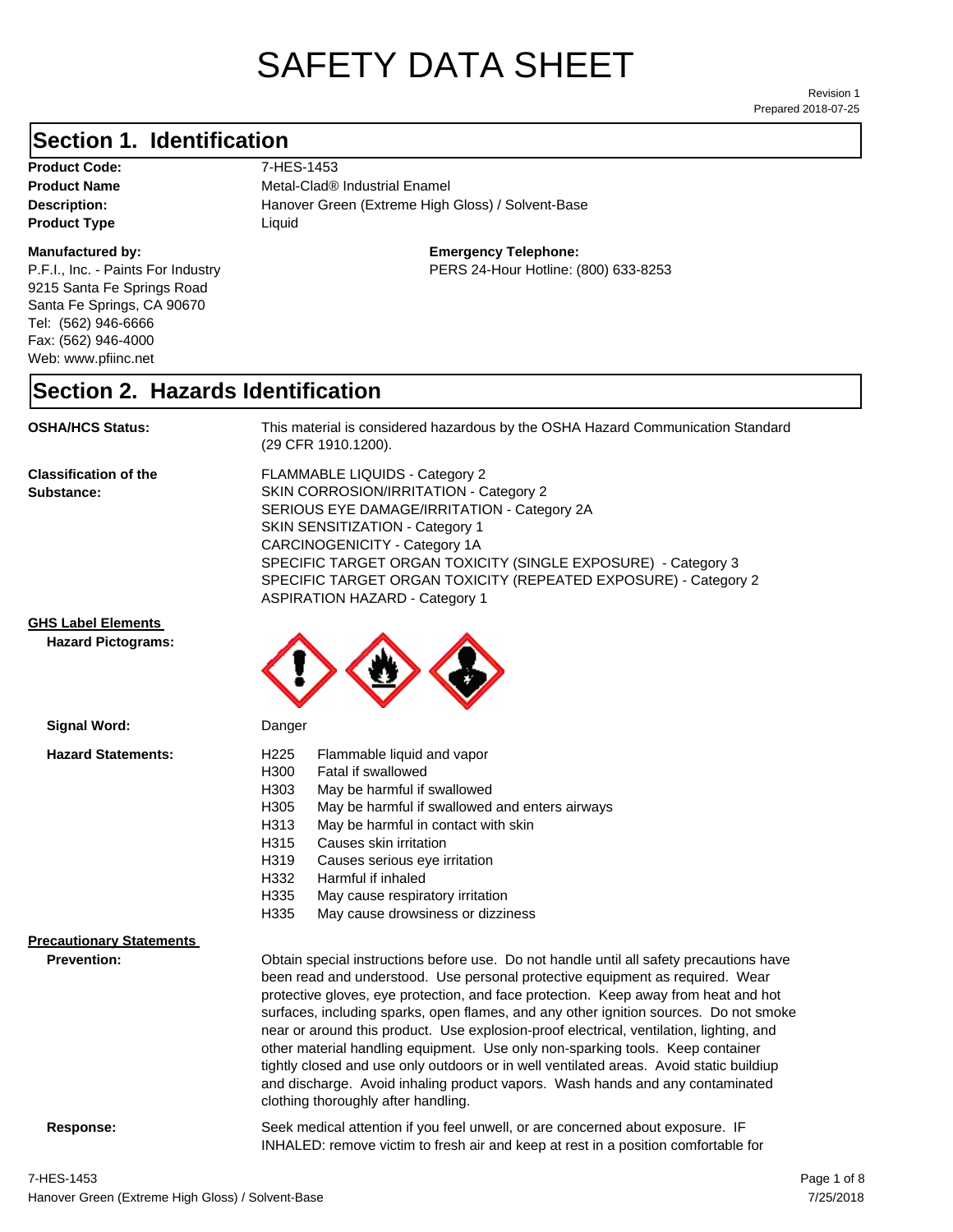# SAFETY DATA SHEET

Revision 1
Prepared 2018-07-25

## Section 1. Identification

**Product Code:** 7-HES-1453
**Product Name** Metal-Clad® Industrial Enamel
**Description:** Hanover Green (Extreme High Gloss) / Solvent-Base
**Product Type** Liquid

**Manufactured by:**
P.F.I., Inc. - Paints For Industry
9215 Santa Fe Springs Road
Santa Fe Springs, CA 90670
Tel: (562) 946-6666
Fax: (562) 946-4000
Web: www.pfiinc.net

**Emergency Telephone:**
PERS 24-Hour Hotline: (800) 633-8253

## Section 2. Hazards Identification

**OSHA/HCS Status:** This material is considered hazardous by the OSHA Hazard Communication Standard (29 CFR 1910.1200).

**Classification of the Substance:**
FLAMMABLE LIQUIDS - Category 2
SKIN CORROSION/IRRITATION - Category 2
SERIOUS EYE DAMAGE/IRRITATION - Category 2A
SKIN SENSITIZATION - Category 1
CARCINOGENICITY - Category 1A
SPECIFIC TARGET ORGAN TOXICITY (SINGLE EXPOSURE) - Category 3
SPECIFIC TARGET ORGAN TOXICITY (REPEATED EXPOSURE) - Category 2
ASPIRATION HAZARD - Category 1

**GHS Label Elements**

**Hazard Pictograms:**

**Signal Word:** Danger

**Hazard Statements:**

- H225 Flammable liquid and vapor
- H300 Fatal if swallowed
- H303 May be harmful if swallowed
- H305 May be harmful if swallowed and enters airways
- H313 May be harmful in contact with skin
- H315 Causes skin irritation
- H319 Causes serious eye irritation
- H332 Harmful if inhaled
- H335 May cause respiratory irritation
- H335 May cause drowsiness or dizziness

**Precautionary Statements**

**Prevention:** Obtain special instructions before use. Do not handle until all safety precautions have been read and understood. Use personal protective equipment as required. Wear protective gloves, eye protection, and face protection. Keep away from heat and hot surfaces, including sparks, open flames, and any other ignition sources. Do not smoke near or around this product. Use explosion-proof electrical, ventilation, lighting, and other material handling equipment. Use only non-sparking tools. Keep container tightly closed and use only outdoors or in well ventilated areas. Avoid static buildiup and discharge. Avoid inhaling product vapors. Wash hands and any contaminated clothing thoroughly after handling.

**Response:** Seek medical attention if you feel unwell, or are concerned about exposure. IF INHALED: remove victim to fresh air and keep at rest in a position comfortable for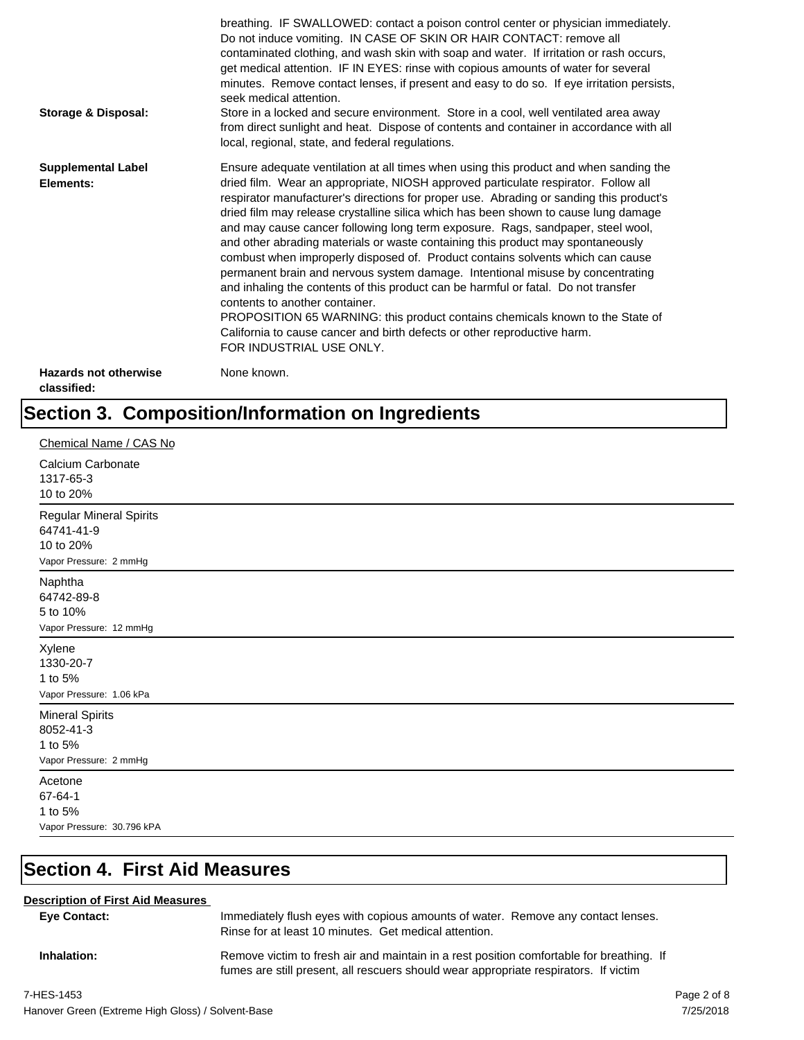breathing. IF SWALLOWED: contact a poison control center or physician immediately. Do not induce vomiting. IN CASE OF SKIN OR HAIR CONTACT: remove all contaminated clothing, and wash skin with soap and water. If irritation or rash occurs, get medical attention. IF IN EYES: rinse with copious amounts of water for several minutes. Remove contact lenses, if present and easy to do so. If eye irritation persists, seek medical attention.

**Storage & Disposal:** Store in a locked and secure environment. Store in a cool, well ventilated area away from direct sunlight and heat. Dispose of contents and container in accordance with all local, regional, state, and federal regulations.

**Supplemental Label Elements:** Ensure adequate ventilation at all times when using this product and when sanding the dried film. Wear an appropriate, NIOSH approved particulate respirator. Follow all respirator manufacturer's directions for proper use. Abrading or sanding this product's dried film may release crystalline silica which has been shown to cause lung damage and may cause cancer following long term exposure. Rags, sandpaper, steel wool, and other abrading materials or waste containing this product may spontaneously combust when improperly disposed of. Product contains solvents which can cause permanent brain and nervous system damage. Intentional misuse by concentrating and inhaling the contents of this product can be harmful or fatal. Do not transfer contents to another container.
PROPOSITION 65 WARNING: this product contains chemicals known to the State of California to cause cancer and birth defects or other reproductive harm.
FOR INDUSTRIAL USE ONLY.

**Hazards not otherwise classified:** None known.

# Section 3. Composition/Information on Ingredients

Chemical Name / CAS No

Calcium Carbonate
1317-65-3
10 to 20%

---

Regular Mineral Spirits
64741-41-9
10 to 20%
Vapor Pressure: 2 mmHg

---

Naphtha
64742-89-8
5 to 10%
Vapor Pressure: 12 mmHg

---

Xylene
1330-20-7
1 to 5%
Vapor Pressure: 1.06 kPa

---

Mineral Spirits
8052-41-3
1 to 5%
Vapor Pressure: 2 mmHg

---

Acetone
67-64-1
1 to 5%
Vapor Pressure: 30.796 kPA

# Section 4. First Aid Measures

**Description of First Aid Measures**

**Eye Contact:** Immediately flush eyes with copious amounts of water. Remove any contact lenses. Rinse for at least 10 minutes. Get medical attention.

**Inhalation:** Remove victim to fresh air and maintain in a rest position comfortable for breathing. If fumes are still present, all rescuers should wear appropriate respirators. If victim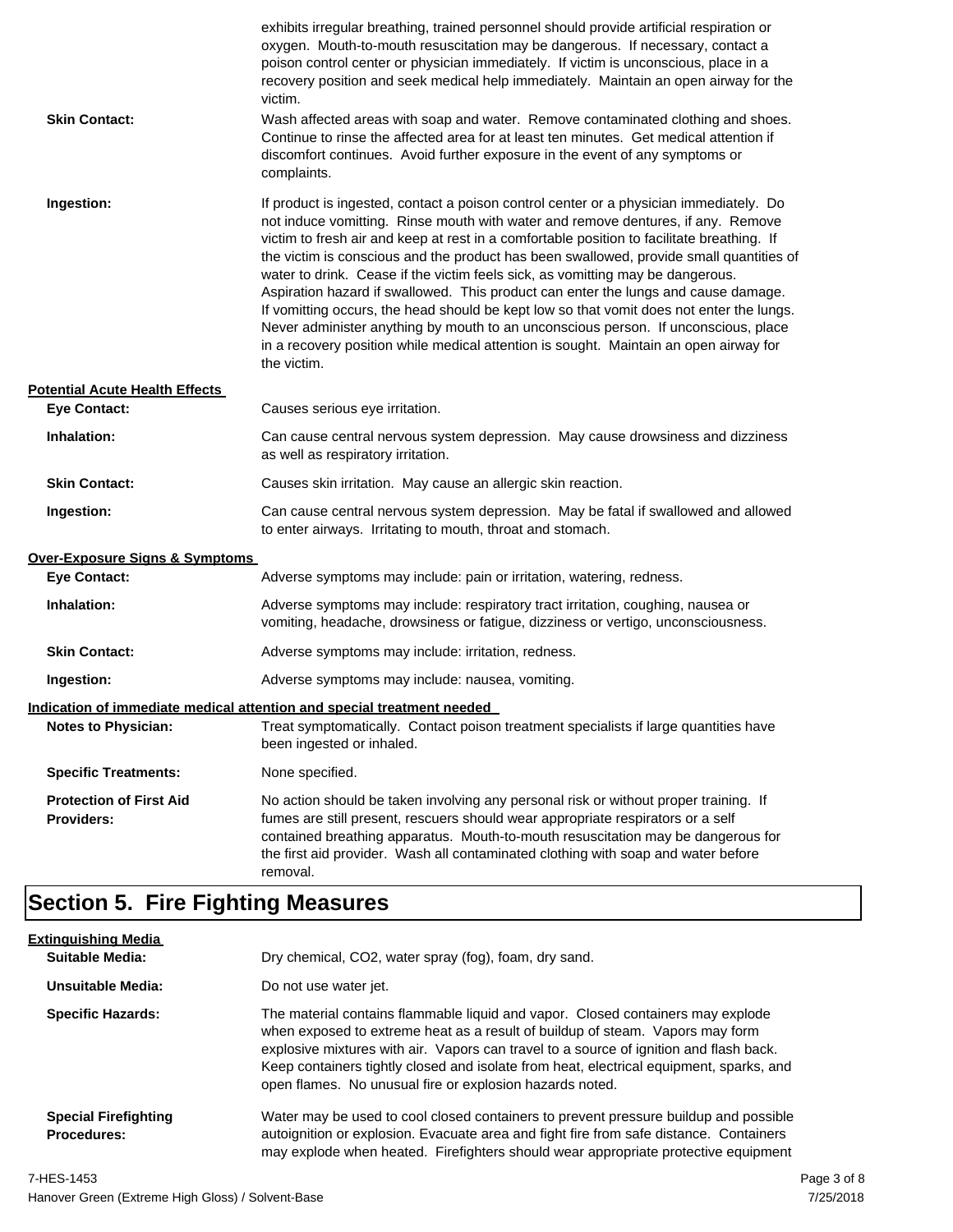exhibits irregular breathing, trained personnel should provide artificial respiration or oxygen. Mouth-to-mouth resuscitation may be dangerous. If necessary, contact a poison control center or physician immediately. If victim is unconscious, place in a recovery position and seek medical help immediately. Maintain an open airway for the victim.

**Skin Contact:** Wash affected areas with soap and water. Remove contaminated clothing and shoes. Continue to rinse the affected area for at least ten minutes. Get medical attention if discomfort continues. Avoid further exposure in the event of any symptoms or complaints.

**Ingestion:** If product is ingested, contact a poison control center or a physician immediately. Do not induce vomitting. Rinse mouth with water and remove dentures, if any. Remove victim to fresh air and keep at rest in a comfortable position to facilitate breathing. If the victim is conscious and the product has been swallowed, provide small quantities of water to drink. Cease if the victim feels sick, as vomitting may be dangerous. Aspiration hazard if swallowed. This product can enter the lungs and cause damage. If vomitting occurs, the head should be kept low so that vomit does not enter the lungs. Never administer anything by mouth to an unconscious person. If unconscious, place in a recovery position while medical attention is sought. Maintain an open airway for the victim.

**Potential Acute Health Effects**

**Eye Contact:** Causes serious eye irritation.

**Inhalation:** Can cause central nervous system depression. May cause drowsiness and dizziness as well as respiratory irritation.

**Skin Contact:** Causes skin irritation. May cause an allergic skin reaction.

**Ingestion:** Can cause central nervous system depression. May be fatal if swallowed and allowed to enter airways. Irritating to mouth, throat and stomach.

**Over-Exposure Signs & Symptoms**

**Eye Contact:** Adverse symptoms may include: pain or irritation, watering, redness.

**Inhalation:** Adverse symptoms may include: respiratory tract irritation, coughing, nausea or vomiting, headache, drowsiness or fatigue, dizziness or vertigo, unconsciousness.

**Skin Contact:** Adverse symptoms may include: irritation, redness.

**Ingestion:** Adverse symptoms may include: nausea, vomiting.

**Indication of immediate medical attention and special treatment needed**

**Notes to Physician:** Treat symptomatically. Contact poison treatment specialists if large quantities have been ingested or inhaled.

**Specific Treatments:** None specified.

**Protection of First Aid Providers:** No action should be taken involving any personal risk or without proper training. If fumes are still present, rescuers should wear appropriate respirators or a self contained breathing apparatus. Mouth-to-mouth resuscitation may be dangerous for the first aid provider. Wash all contaminated clothing with soap and water before removal.

## Section 5. Fire Fighting Measures

**Extinguishing Media**

**Suitable Media:** Dry chemical, $CO_2$, water spray (fog), foam, dry sand.

**Unsuitable Media:** Do not use water jet.

**Specific Hazards:** The material contains flammable liquid and vapor. Closed containers may explode when exposed to extreme heat as a result of buildup of steam. Vapors may form explosive mixtures with air. Vapors can travel to a source of ignition and flash back. Keep containers tightly closed and isolate from heat, electrical equipment, sparks, and open flames. No unusual fire or explosion hazards noted.

**Special Firefighting Procedures:** Water may be used to cool closed containers to prevent pressure buildup and possible autoignition or explosion. Evacuate area and fight fire from safe distance. Containers may explode when heated. Firefighters should wear appropriate protective equipment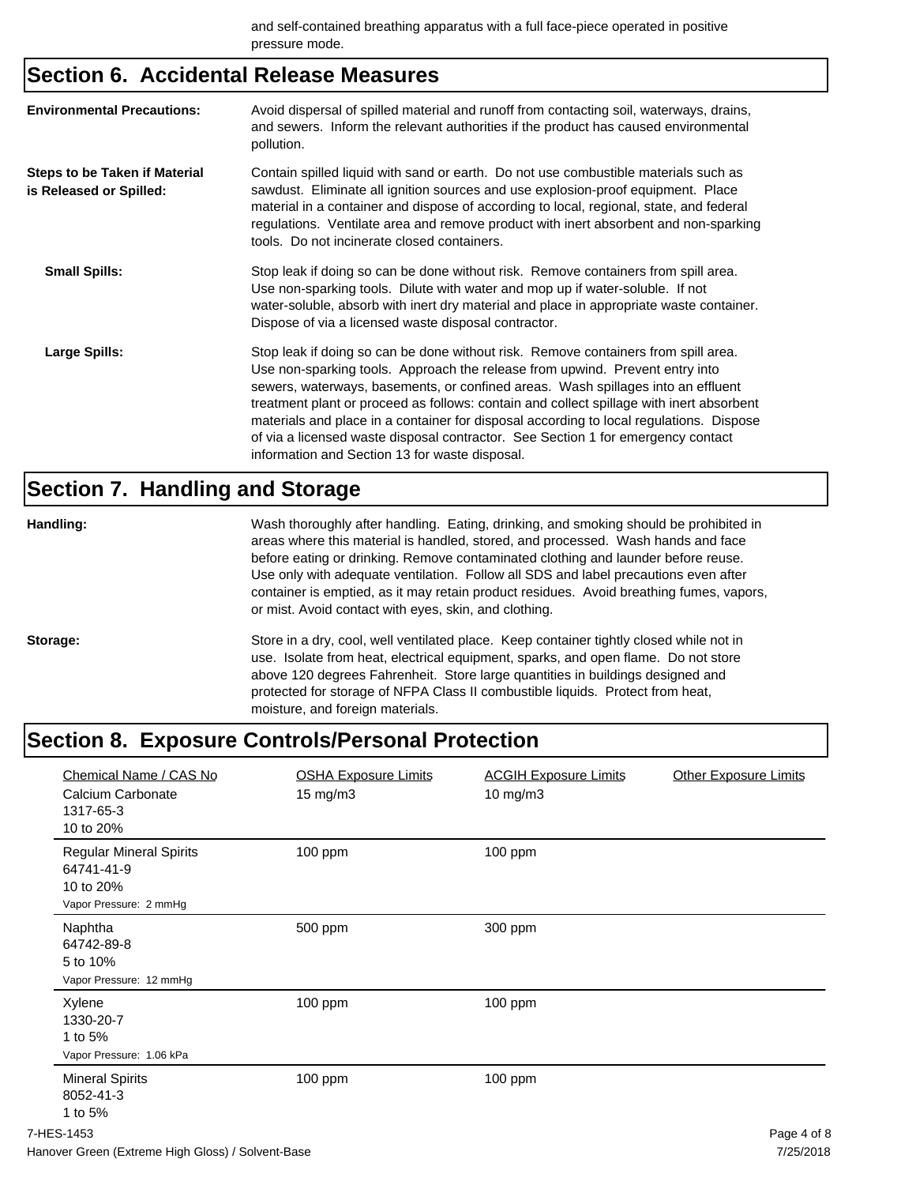and self-contained breathing apparatus with a full face-piece operated in positive pressure mode.

## Section 6. Accidental Release Measures

**Environmental Precautions:** Avoid dispersal of spilled material and runoff from contacting soil, waterways, drains, and sewers. Inform the relevant authorities if the product has caused environmental pollution.

**Steps to be Taken if Material is Released or Spilled:** Contain spilled liquid with sand or earth. Do not use combustible materials such as sawdust. Eliminate all ignition sources and use explosion-proof equipment. Place material in a container and dispose of according to local, regional, state, and federal regulations. Ventilate area and remove product with inert absorbent and non-sparking tools. Do not incinerate closed containers.

**Small Spills:** Stop leak if doing so can be done without risk. Remove containers from spill area. Use non-sparking tools. Dilute with water and mop up if water-soluble. If not water-soluble, absorb with inert dry material and place in appropriate waste container. Dispose of via a licensed waste disposal contractor.

**Large Spills:** Stop leak if doing so can be done without risk. Remove containers from spill area. Use non-sparking tools. Approach the release from upwind. Prevent entry into sewers, waterways, basements, or confined areas. Wash spillages into an effluent treatment plant or proceed as follows: contain and collect spillage with inert absorbent materials and place in a container for disposal according to local regulations. Dispose of via a licensed waste disposal contractor. See Section 1 for emergency contact information and Section 13 for waste disposal.

## Section 7. Handling and Storage

**Handling:** Wash thoroughly after handling. Eating, drinking, and smoking should be prohibited in areas where this material is handled, stored, and processed. Wash hands and face before eating or drinking. Remove contaminated clothing and launder before reuse. Use only with adequate ventilation. Follow all SDS and label precautions even after container is emptied, as it may retain product residues. Avoid breathing fumes, vapors, or mist. Avoid contact with eyes, skin, and clothing.

**Storage:** Store in a dry, cool, well ventilated place. Keep container tightly closed while not in use. Isolate from heat, electrical equipment, sparks, and open flame. Do not store above 120 degrees Fahrenheit. Store large quantities in buildings designed and protected for storage of NFPA Class II combustible liquids. Protect from heat, moisture, and foreign materials.

## Section 8. Exposure Controls/Personal Protection

| Chemical Name / CAS No | OSHA Exposure Limits | ACGIH Exposure Limits | Other Exposure Limits |
|---|---|---|---|
| Calcium Carbonate<br>1317-65-3<br>10 to 20% | 15 mg/m3 | 10 mg/m3 | |
| Regular Mineral Spirits<br>64741-41-9<br>10 to 20%<br>Vapor Pressure: 2 mmHg | 100 ppm | 100 ppm | |
| Naphtha<br>64742-89-8<br>5 to 10%<br>Vapor Pressure: 12 mmHg | 500 ppm | 300 ppm | |
| Xylene<br>1330-20-7<br>1 to 5%<br>Vapor Pressure: 1.06 kPa | 100 ppm | 100 ppm | |
| Mineral Spirits<br>8052-41-3<br>1 to 5% | 100 ppm | 100 ppm | |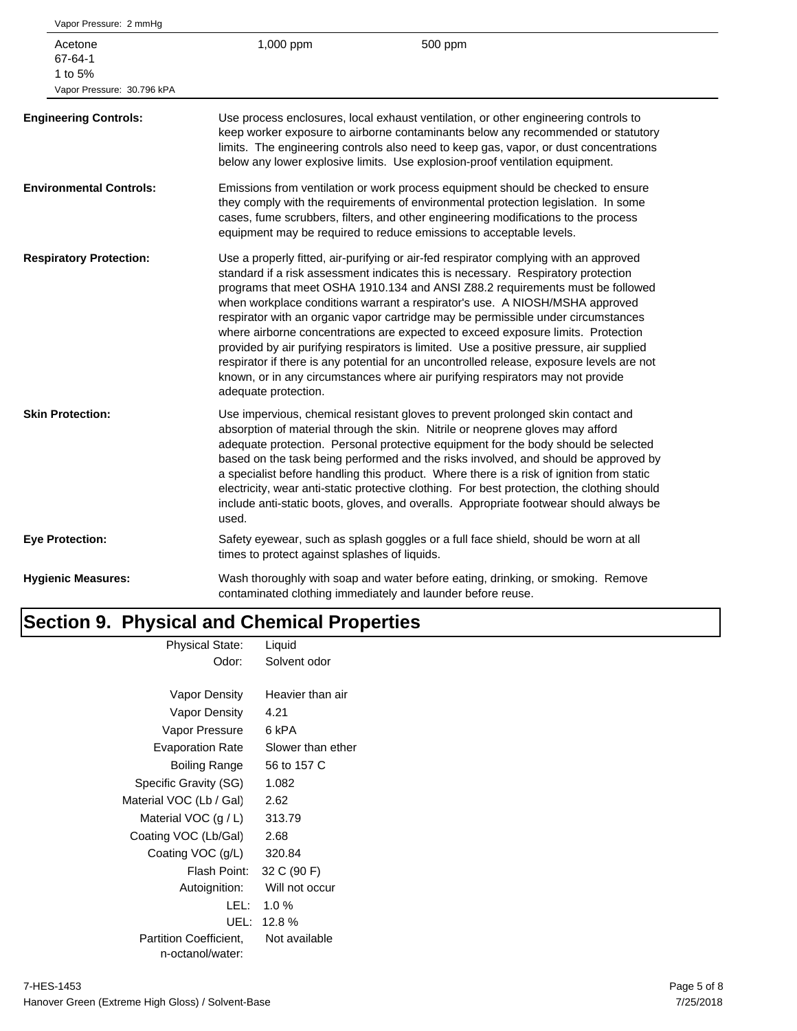Vapor Pressure: 2 mmHg

| | | |
|---|---|---|
| Acetone<br>67-64-1<br>1 to 5%<br>Vapor Pressure: 30.796 kPA | 1,000 ppm | 500 ppm |

**Engineering Controls:** Use process enclosures, local exhaust ventilation, or other engineering controls to keep worker exposure to airborne contaminants below any recommended or statutory limits. The engineering controls also need to keep gas, vapor, or dust concentrations below any lower explosive limits. Use explosion-proof ventilation equipment.

**Environmental Controls:** Emissions from ventilation or work process equipment should be checked to ensure they comply with the requirements of environmental protection legislation. In some cases, fume scrubbers, filters, and other engineering modifications to the process equipment may be required to reduce emissions to acceptable levels.

**Respiratory Protection:** Use a properly fitted, air-purifying or air-fed respirator complying with an approved standard if a risk assessment indicates this is necessary. Respiratory protection programs that meet OSHA 1910.134 and ANSI Z88.2 requirements must be followed when workplace conditions warrant a respirator's use. A NIOSH/MSHA approved respirator with an organic vapor cartridge may be permissible under circumstances where airborne concentrations are expected to exceed exposure limits. Protection provided by air purifying respirators is limited. Use a positive pressure, air supplied respirator if there is any potential for an uncontrolled release, exposure levels are not known, or in any circumstances where air purifying respirators may not provide adequate protection.

**Skin Protection:** Use impervious, chemical resistant gloves to prevent prolonged skin contact and absorption of material through the skin. Nitrile or neoprene gloves may afford adequate protection. Personal protective equipment for the body should be selected based on the task being performed and the risks involved, and should be approved by a specialist before handling this product. Where there is a risk of ignition from static electricity, wear anti-static protective clothing. For best protection, the clothing should include anti-static boots, gloves, and overalls. Appropriate footwear should always be used.

**Eye Protection:** Safety eyewear, such as splash goggles or a full face shield, should be worn at all times to protect against splashes of liquids.

**Hygienic Measures:** Wash thoroughly with soap and water before eating, drinking, or smoking. Remove contaminated clothing immediately and launder before reuse.

# Section 9. Physical and Chemical Properties

| Property | Value |
|---|---|
| Physical State: | Liquid |
| Odor: | Solvent odor |
| Vapor Density | Heavier than air |
| Vapor Density | 4.21 |
| Vapor Pressure | 6 kPA |
| Evaporation Rate | Slower than ether |
| Boiling Range | 56 to 157 C |
| Specific Gravity (SG) | 1.082 |
| Material VOC (Lb / Gal) | 2.62 |
| Material VOC (g / L) | 313.79 |
| Coating VOC (Lb/Gal) | 2.68 |
| Coating VOC (g/L) | 320.84 |
| Flash Point: | 32 C (90 F) |
| Autoignition: | Will not occur |
| LEL: | 1.0 % |
| UEL: | 12.8 % |
| Partition Coefficient, n-octanol/water: | Not available |

7-HES-1453
Hanover Green (Extreme High Gloss) / Solvent-Base
7/25/2018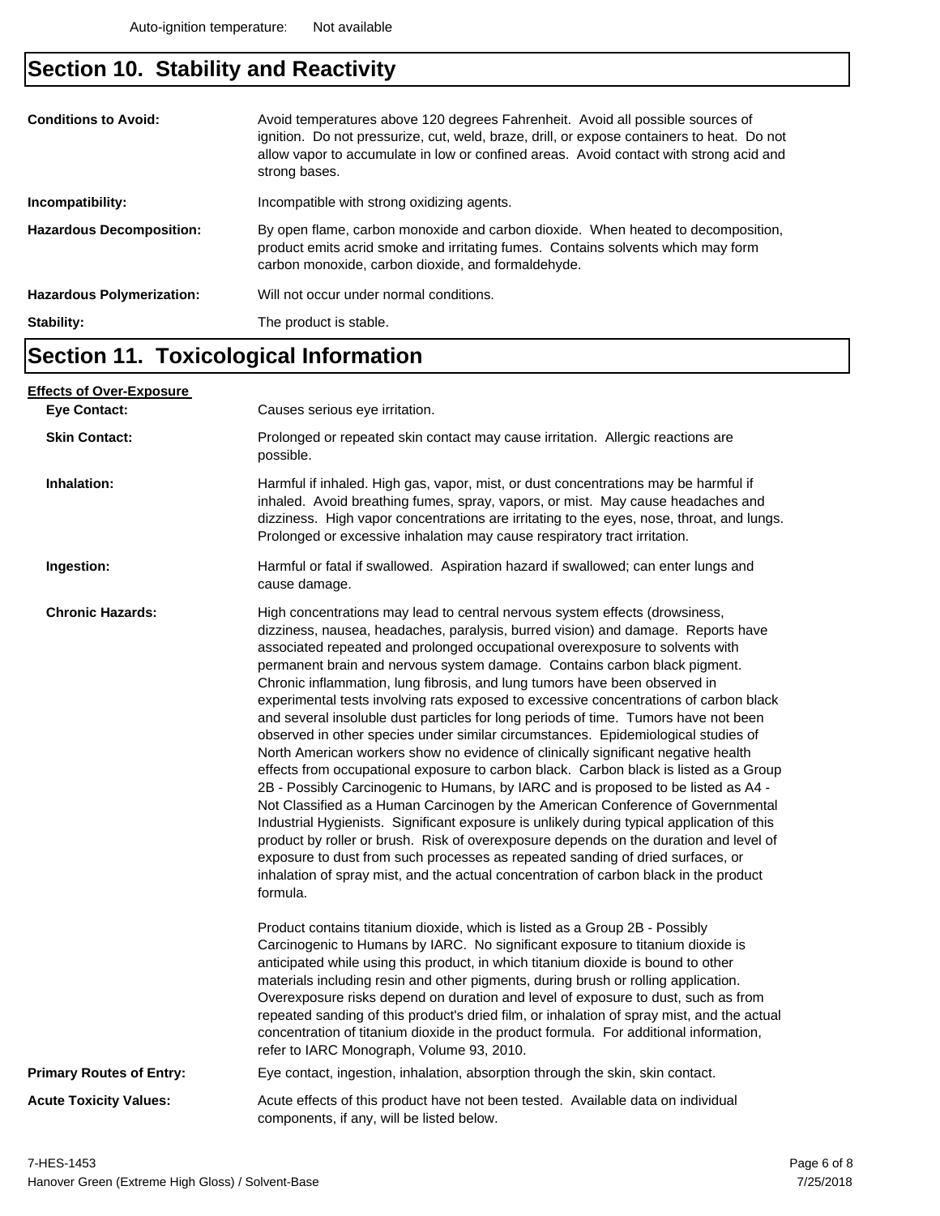Auto-ignition temperature: Not available

## Section 10. Stability and Reactivity

**Conditions to Avoid:** Avoid temperatures above 120 degrees Fahrenheit. Avoid all possible sources of ignition. Do not pressurize, cut, weld, braze, drill, or expose containers to heat. Do not allow vapor to accumulate in low or confined areas. Avoid contact with strong acid and strong bases.

**Incompatibility:** Incompatible with strong oxidizing agents.

**Hazardous Decomposition:** By open flame, carbon monoxide and carbon dioxide. When heated to decomposition, product emits acrid smoke and irritating fumes. Contains solvents which may form carbon monoxide, carbon dioxide, and formaldehyde.

**Hazardous Polymerization:** Will not occur under normal conditions.

**Stability:** The product is stable.

## Section 11. Toxicological Information

**Effects of Over-Exposure**

**Eye Contact:** Causes serious eye irritation.

**Skin Contact:** Prolonged or repeated skin contact may cause irritation. Allergic reactions are possible.

**Inhalation:** Harmful if inhaled. High gas, vapor, mist, or dust concentrations may be harmful if inhaled. Avoid breathing fumes, spray, vapors, or mist. May cause headaches and dizziness. High vapor concentrations are irritating to the eyes, nose, throat, and lungs. Prolonged or excessive inhalation may cause respiratory tract irritation.

**Ingestion:** Harmful or fatal if swallowed. Aspiration hazard if swallowed; can enter lungs and cause damage.

**Chronic Hazards:** High concentrations may lead to central nervous system effects (drowsiness, dizziness, nausea, headaches, paralysis, burred vision) and damage. Reports have associated repeated and prolonged occupational overexposure to solvents with permanent brain and nervous system damage. Contains carbon black pigment. Chronic inflammation, lung fibrosis, and lung tumors have been observed in experimental tests involving rats exposed to excessive concentrations of carbon black and several insoluble dust particles for long periods of time. Tumors have not been observed in other species under similar circumstances. Epidemiological studies of North American workers show no evidence of clinically significant negative health effects from occupational exposure to carbon black. Carbon black is listed as a Group 2B - Possibly Carcinogenic to Humans, by IARC and is proposed to be listed as A4 - Not Classified as a Human Carcinogen by the American Conference of Governmental Industrial Hygienists. Significant exposure is unlikely during typical application of this product by roller or brush. Risk of overexposure depends on the duration and level of exposure to dust from such processes as repeated sanding of dried surfaces, or inhalation of spray mist, and the actual concentration of carbon black in the product formula.

Product contains titanium dioxide, which is listed as a Group 2B - Possibly Carcinogenic to Humans by IARC. No significant exposure to titanium dioxide is anticipated while using this product, in which titanium dioxide is bound to other materials including resin and other pigments, during brush or rolling application. Overexposure risks depend on duration and level of exposure to dust, such as from repeated sanding of this product's dried film, or inhalation of spray mist, and the actual concentration of titanium dioxide in the product formula. For additional information, refer to IARC Monograph, Volume 93, 2010.

**Primary Routes of Entry:** Eye contact, ingestion, inhalation, absorption through the skin, skin contact.

**Acute Toxicity Values:** Acute effects of this product have not been tested. Available data on individual components, if any, will be listed below.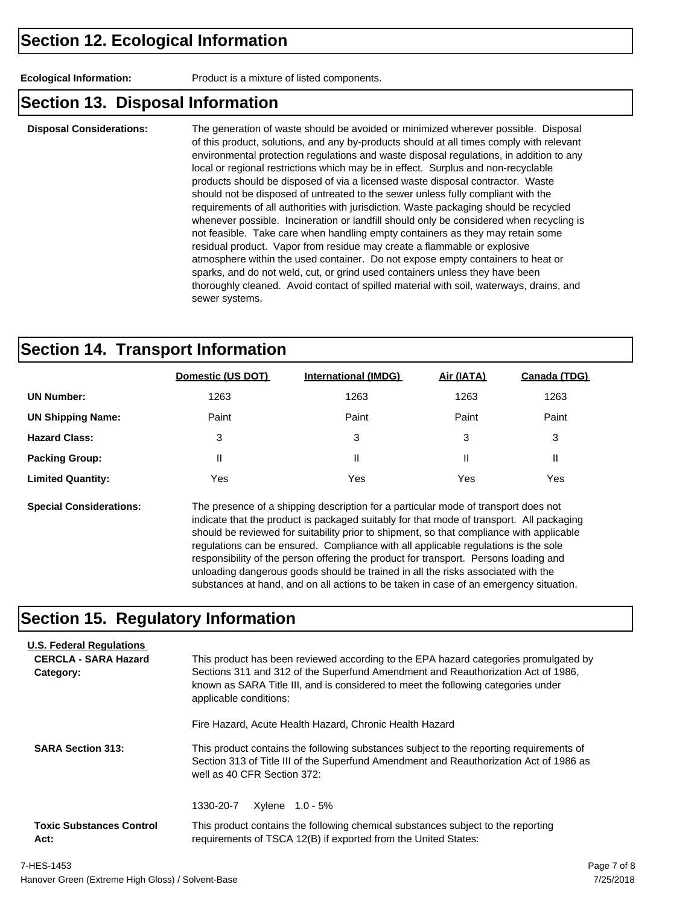## Section 12. Ecological Information

**Ecological Information:** Product is a mixture of listed components.

## Section 13. Disposal Information

**Disposal Considerations:** The generation of waste should be avoided or minimized wherever possible. Disposal of this product, solutions, and any by-products should at all times comply with relevant environmental protection regulations and waste disposal regulations, in addition to any local or regional restrictions which may be in effect. Surplus and non-recyclable products should be disposed of via a licensed waste disposal contractor. Waste should not be disposed of untreated to the sewer unless fully compliant with the requirements of all authorities with jurisdiction. Waste packaging should be recycled whenever possible. Incineration or landfill should only be considered when recycling is not feasible. Take care when handling empty containers as they may retain some residual product. Vapor from residue may create a flammable or explosive atmosphere within the used container. Do not expose empty containers to heat or sparks, and do not weld, cut, or grind used containers unless they have been thoroughly cleaned. Avoid contact of spilled material with soil, waterways, drains, and sewer systems.

## Section 14. Transport Information

| | Domestic (US DOT) | International (IMDG) | Air (IATA) | Canada (TDG) |
|---|---|---|---|---|
| **UN Number:** | 1263 | 1263 | 1263 | 1263 |
| **UN Shipping Name:** | Paint | Paint | Paint | Paint |
| **Hazard Class:** | 3 | 3 | 3 | 3 |
| **Packing Group:** | II | II | II | II |
| **Limited Quantity:** | Yes | Yes | Yes | Yes |

**Special Considerations:** The presence of a shipping description for a particular mode of transport does not indicate that the product is packaged suitably for that mode of transport. All packaging should be reviewed for suitability prior to shipment, so that compliance with applicable regulations can be ensured. Compliance with all applicable regulations is the sole responsibility of the person offering the product for transport. Persons loading and unloading dangerous goods should be trained in all the risks associated with the substances at hand, and on all actions to be taken in case of an emergency situation.

## Section 15. Regulatory Information

**U.S. Federal Regulations**

**CERCLA - SARA Hazard Category:** This product has been reviewed according to the EPA hazard categories promulgated by Sections 311 and 312 of the Superfund Amendment and Reauthorization Act of 1986, known as SARA Title III, and is considered to meet the following categories under applicable conditions:

Fire Hazard, Acute Health Hazard, Chronic Health Hazard

**SARA Section 313:** This product contains the following substances subject to the reporting requirements of Section 313 of Title III of the Superfund Amendment and Reauthorization Act of 1986 as well as 40 CFR Section 372:

1330-20-7 Xylene 1.0 - 5%

**Toxic Substances Control Act:** This product contains the following chemical substances subject to the reporting requirements of TSCA 12(B) if exported from the United States: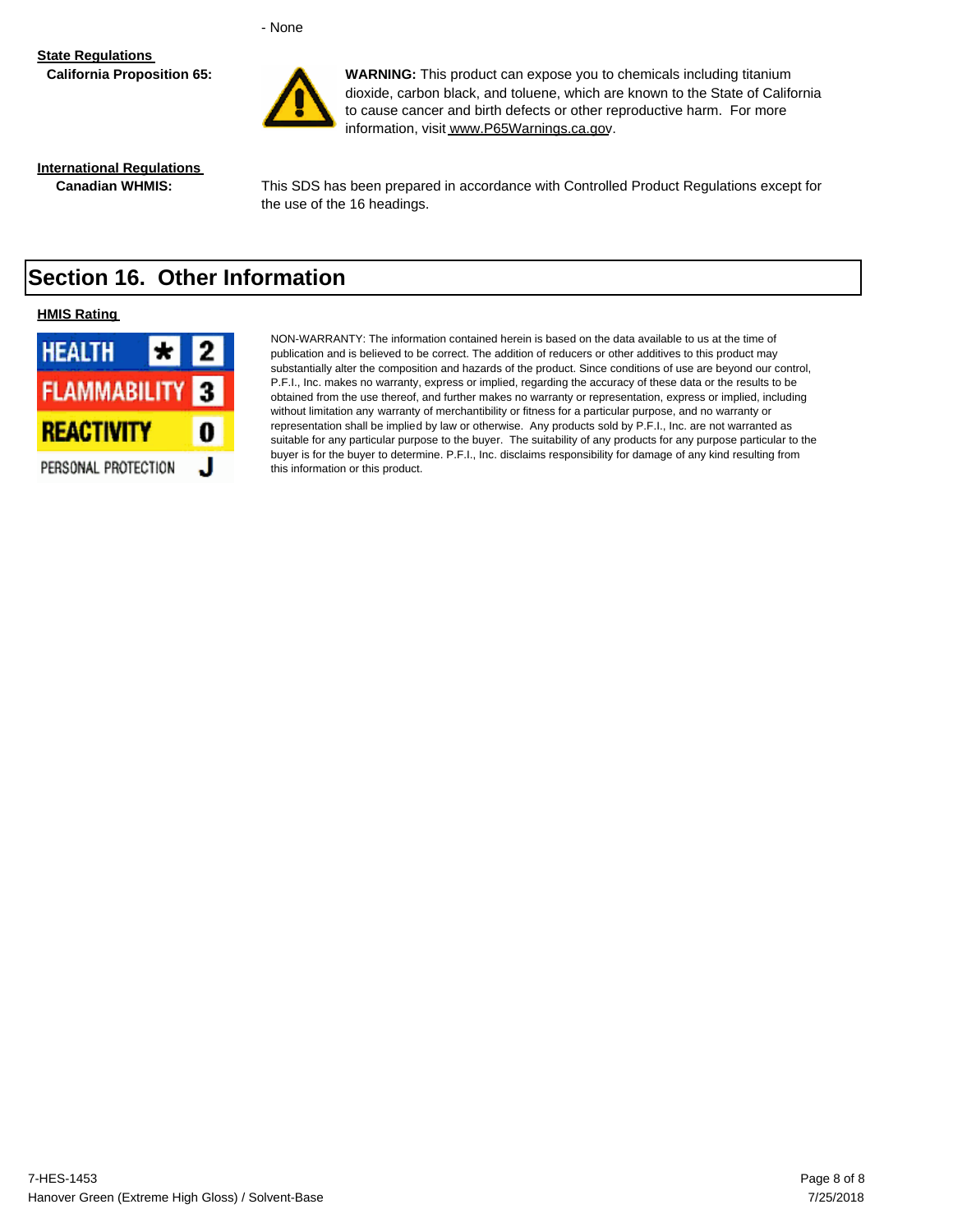- None

**State Regulations**

**California Proposition 65:**

**WARNING:** This product can expose you to chemicals including titanium dioxide, carbon black, and toluene, which are known to the State of California to cause cancer and birth defects or other reproductive harm. For more information, visit www.P65Warnings.ca.gov.

**International Regulations**

**Canadian WHMIS:** This SDS has been prepared in accordance with Controlled Product Regulations except for the use of the 16 headings.

## Section 16. Other Information

**HMIS Rating**

| | | |
|---|---|---|
| HEALTH | * | 2 |
| FLAMMABILITY | | 3 |
| REACTIVITY | | 0 |
| PERSONAL PROTECTION | | J |

NON-WARRANTY: The information contained herein is based on the data available to us at the time of publication and is believed to be correct. The addition of reducers or other additives to this product may substantially alter the composition and hazards of the product. Since conditions of use are beyond our control, P.F.I., Inc. makes no warranty, express or implied, regarding the accuracy of these data or the results to be obtained from the use thereof, and further makes no warranty or representation, express or implied, including without limitation any warranty of merchantibility or fitness for a particular purpose, and no warranty or representation shall be implied by law or otherwise. Any products sold by P.F.I., Inc. are not warranted as suitable for any particular purpose to the buyer. The suitability of any products for any purpose particular to the buyer is for the buyer to determine. P.F.I., Inc. disclaims responsibility for damage of any kind resulting from this information or this product.